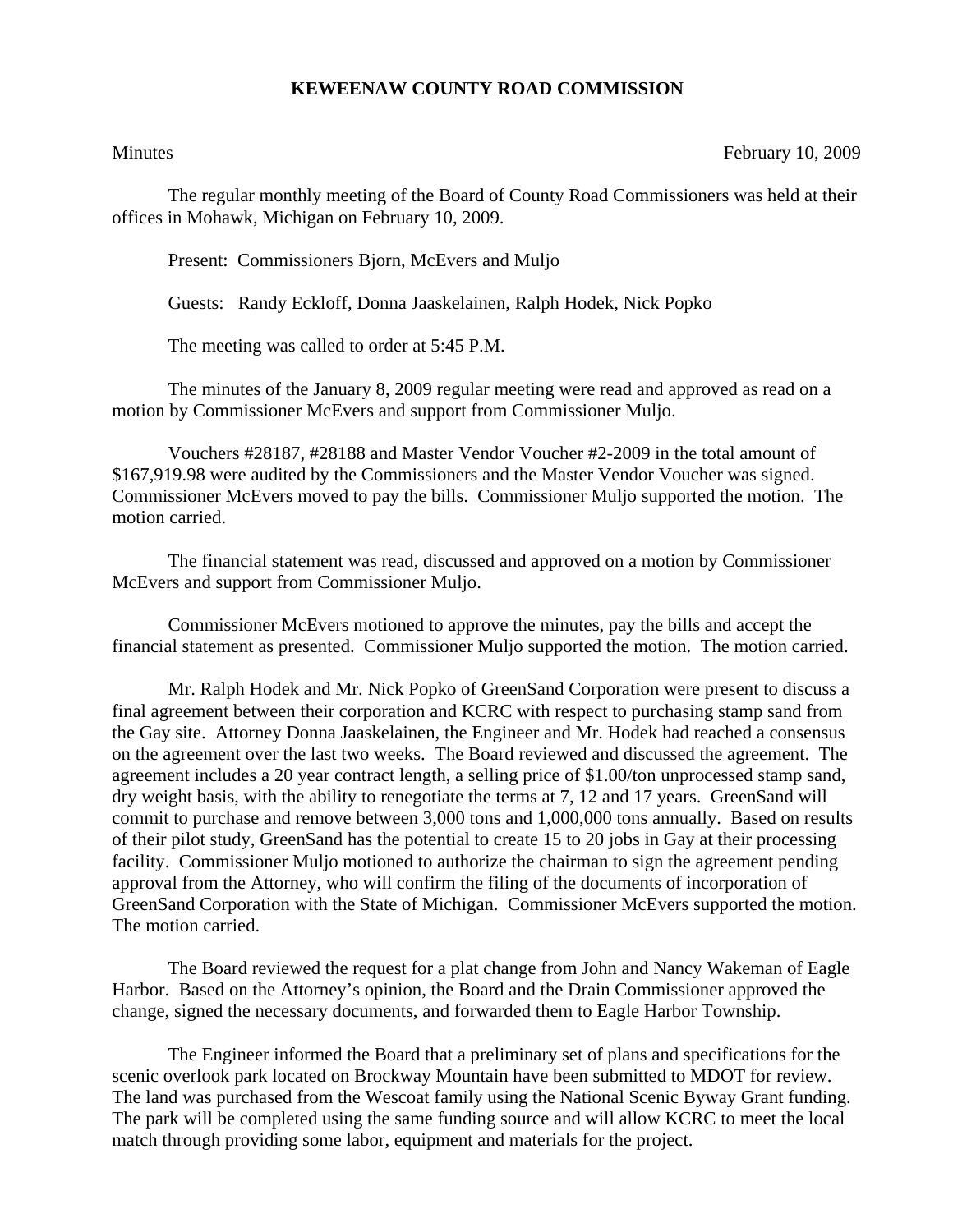# KEWEENAW COUNTY ROAD COMMISSION

Minutes February 10, 2009

The regular monthly meeting of the Board of County Road Commissioners was held at their offices in Mohawk, Michigan on February 10, 2009.

Present: Commissioners Bjorn, McEvers and Muljo

Guests: Randy Eckloff, Donna Jaaskelainen, Ralph Hodek, Nick Popko

The meeting was called to order at 5:45 P.M.

The minutes of the January 8, 2009 regular meeting were read and approved as read on a motion by Commissioner McEvers and support from Commissioner Muljo.

Vouchers #28187, #28188 and Master Vendor Voucher #2-2009 in the total amount of $167,919.98 were audited by the Commissioners and the Master Vendor Voucher was signed. Commissioner McEvers moved to pay the bills. Commissioner Muljo supported the motion. The motion carried.

The financial statement was read, discussed and approved on a motion by Commissioner McEvers and support from Commissioner Muljo.

Commissioner McEvers motioned to approve the minutes, pay the bills and accept the financial statement as presented. Commissioner Muljo supported the motion. The motion carried.

Mr. Ralph Hodek and Mr. Nick Popko of GreenSand Corporation were present to discuss a final agreement between their corporation and KCRC with respect to purchasing stamp sand from the Gay site. Attorney Donna Jaaskelainen, the Engineer and Mr. Hodek had reached a consensus on the agreement over the last two weeks. The Board reviewed and discussed the agreement. The agreement includes a 20 year contract length, a selling price of $1.00/ton unprocessed stamp sand, dry weight basis, with the ability to renegotiate the terms at 7, 12 and 17 years. GreenSand will commit to purchase and remove between 3,000 tons and 1,000,000 tons annually. Based on results of their pilot study, GreenSand has the potential to create 15 to 20 jobs in Gay at their processing facility. Commissioner Muljo motioned to authorize the chairman to sign the agreement pending approval from the Attorney, who will confirm the filing of the documents of incorporation of GreenSand Corporation with the State of Michigan. Commissioner McEvers supported the motion. The motion carried.

The Board reviewed the request for a plat change from John and Nancy Wakeman of Eagle Harbor. Based on the Attorney's opinion, the Board and the Drain Commissioner approved the change, signed the necessary documents, and forwarded them to Eagle Harbor Township.

The Engineer informed the Board that a preliminary set of plans and specifications for the scenic overlook park located on Brockway Mountain have been submitted to MDOT for review. The land was purchased from the Wescoat family using the National Scenic Byway Grant funding. The park will be completed using the same funding source and will allow KCRC to meet the local match through providing some labor, equipment and materials for the project.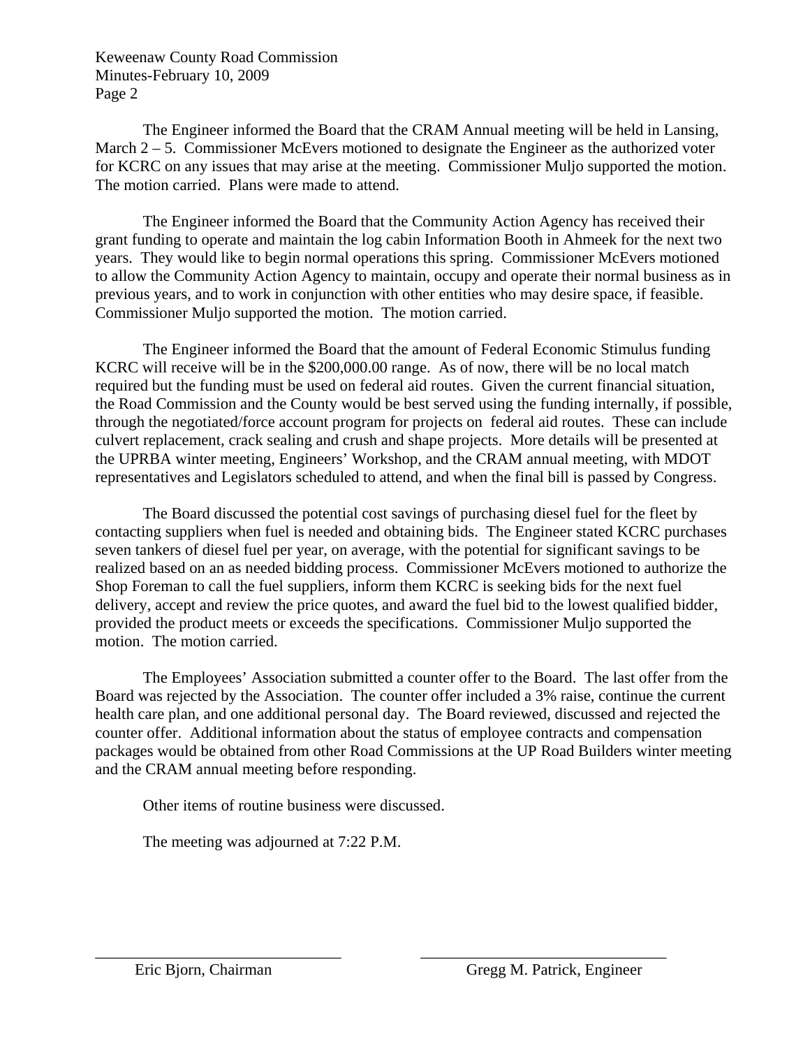The Engineer informed the Board that the CRAM Annual meeting will be held in Lansing, March 2 – 5. Commissioner McEvers motioned to designate the Engineer as the authorized voter for KCRC on any issues that may arise at the meeting. Commissioner Muljo supported the motion. The motion carried. Plans were made to attend.

The Engineer informed the Board that the Community Action Agency has received their grant funding to operate and maintain the log cabin Information Booth in Ahmeek for the next two years. They would like to begin normal operations this spring. Commissioner McEvers motioned to allow the Community Action Agency to maintain, occupy and operate their normal business as in previous years, and to work in conjunction with other entities who may desire space, if feasible. Commissioner Muljo supported the motion. The motion carried.

The Engineer informed the Board that the amount of Federal Economic Stimulus funding KCRC will receive will be in the $200,000.00 range. As of now, there will be no local match required but the funding must be used on federal aid routes. Given the current financial situation, the Road Commission and the County would be best served using the funding internally, if possible, through the negotiated/force account program for projects on federal aid routes. These can include culvert replacement, crack sealing and crush and shape projects. More details will be presented at the UPRBA winter meeting, Engineers' Workshop, and the CRAM annual meeting, with MDOT representatives and Legislators scheduled to attend, and when the final bill is passed by Congress.

The Board discussed the potential cost savings of purchasing diesel fuel for the fleet by contacting suppliers when fuel is needed and obtaining bids. The Engineer stated KCRC purchases seven tankers of diesel fuel per year, on average, with the potential for significant savings to be realized based on an as needed bidding process. Commissioner McEvers motioned to authorize the Shop Foreman to call the fuel suppliers, inform them KCRC is seeking bids for the next fuel delivery, accept and review the price quotes, and award the fuel bid to the lowest qualified bidder, provided the product meets or exceeds the specifications. Commissioner Muljo supported the motion. The motion carried.

The Employees' Association submitted a counter offer to the Board. The last offer from the Board was rejected by the Association. The counter offer included a 3% raise, continue the current health care plan, and one additional personal day. The Board reviewed, discussed and rejected the counter offer. Additional information about the status of employee contracts and compensation packages would be obtained from other Road Commissions at the UP Road Builders winter meeting and the CRAM annual meeting before responding.

Other items of routine business were discussed.

The meeting was adjourned at 7:22 P.M.

\_\_\_\_\_\_\_\_\_\_\_\_\_\_\_\_\_\_\_\_\_\_\_\_\_\_\_\_\_\_
Eric Bjorn, Chairman

\_\_\_\_\_\_\_\_\_\_\_\_\_\_\_\_\_\_\_\_\_\_\_\_\_\_\_\_\_\_
Gregg M. Patrick, Engineer